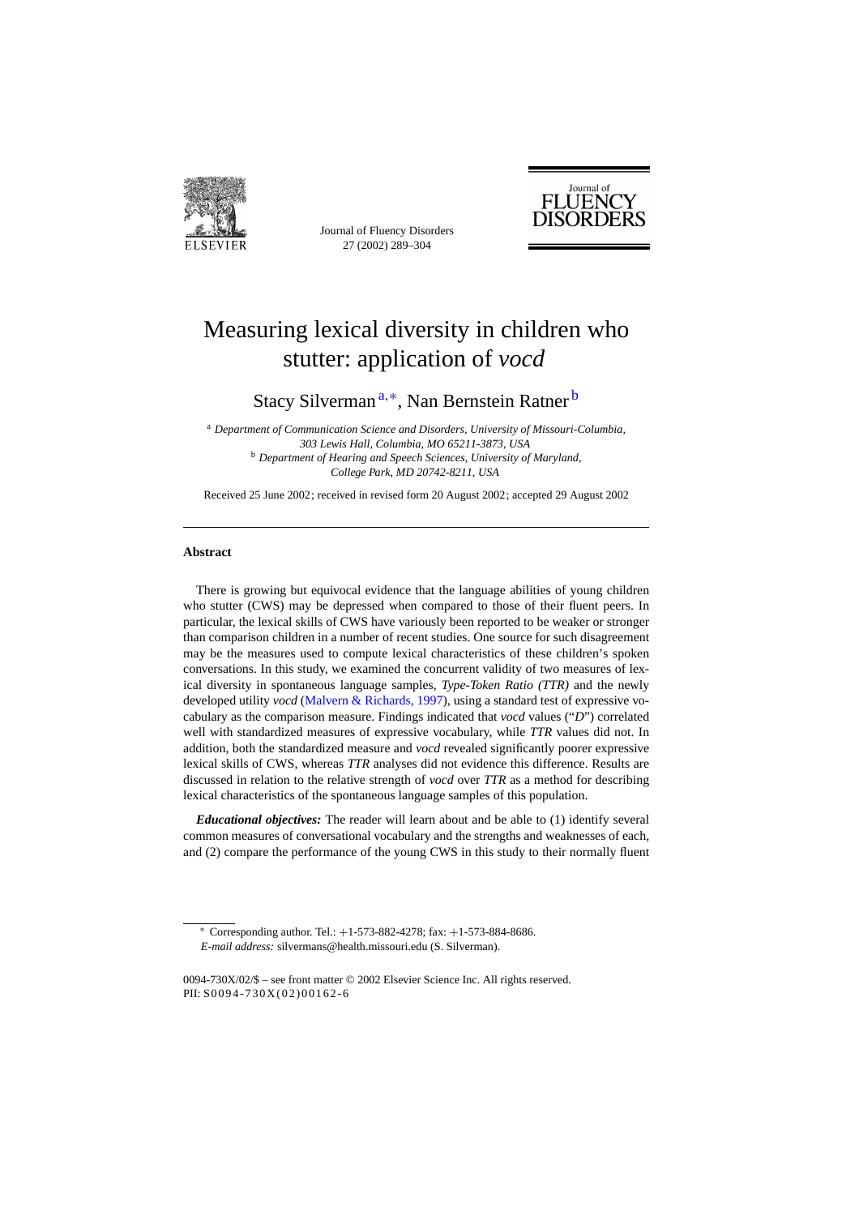# Measuring lexical diversity in children who stutter: application of *vocd*

Stacy Silverman[a,*], Nan Bernstein Ratner[b]

[a] *Department of Communication Science and Disorders, University of Missouri-Columbia, 303 Lewis Hall, Columbia, MO 65211-3873, USA*

[b] *Department of Hearing and Speech Sciences, University of Maryland, College Park, MD 20742-8211, USA*

Received 25 June 2002; received in revised form 20 August 2002; accepted 29 August 2002

## Abstract

There is growing but equivocal evidence that the language abilities of young children who stutter (CWS) may be depressed when compared to those of their fluent peers. In particular, the lexical skills of CWS have variously been reported to be weaker or stronger than comparison children in a number of recent studies. One source for such disagreement may be the measures used to compute lexical characteristics of these children's spoken conversations. In this study, we examined the concurrent validity of two measures of lexical diversity in spontaneous language samples, *Type-Token Ratio (TTR)* and the newly developed utility *vocd* (Malvern & Richards, 1997), using a standard test of expressive vocabulary as the comparison measure. Findings indicated that *vocd* values ("*D*") correlated well with standardized measures of expressive vocabulary, while *TTR* values did not. In addition, both the standardized measure and *vocd* revealed significantly poorer expressive lexical skills of CWS, whereas *TTR* analyses did not evidence this difference. Results are discussed in relation to the relative strength of *vocd* over *TTR* as a method for describing lexical characteristics of the spontaneous language samples of this population.

***Educational objectives:*** The reader will learn about and be able to (1) identify several common measures of conversational vocabulary and the strengths and weaknesses of each, and (2) compare the performance of the young CWS in this study to their normally fluent

---

\* Corresponding author. Tel.: +1-573-882-4278; fax: +1-573-884-8686.
*E-mail address:* silvermans@health.missouri.edu (S. Silverman).

0094-730X/02/$ – see front matter © 2002 Elsevier Science Inc. All rights reserved.
PII: S0094-730X(02)00162-6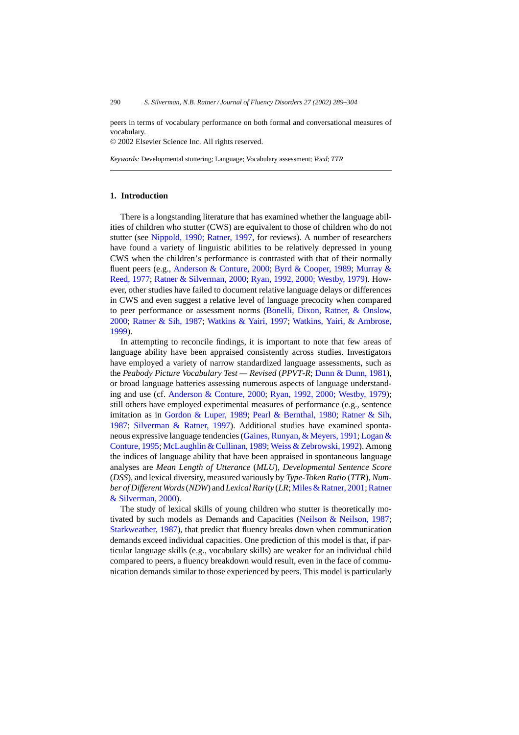peers in terms of vocabulary performance on both formal and conversational measures of vocabulary.
© 2002 Elsevier Science Inc. All rights reserved.

*Keywords:* Developmental stuttering; Language; Vocabulary assessment; *Vocd*; *TTR*

## 1. Introduction

There is a longstanding literature that has examined whether the language abilities of children who stutter (CWS) are equivalent to those of children who do not stutter (see Nippold, 1990; Ratner, 1997, for reviews). A number of researchers have found a variety of linguistic abilities to be relatively depressed in young CWS when the children's performance is contrasted with that of their normally fluent peers (e.g., Anderson & Conture, 2000; Byrd & Cooper, 1989; Murray & Reed, 1977; Ratner & Silverman, 2000; Ryan, 1992, 2000; Westby, 1979). However, other studies have failed to document relative language delays or differences in CWS and even suggest a relative level of language precocity when compared to peer performance or assessment norms (Bonelli, Dixon, Ratner, & Onslow, 2000; Ratner & Sih, 1987; Watkins & Yairi, 1997; Watkins, Yairi, & Ambrose, 1999).

In attempting to reconcile findings, it is important to note that few areas of language ability have been appraised consistently across studies. Investigators have employed a variety of narrow standardized language assessments, such as the *Peabody Picture Vocabulary Test — Revised* (*PPVT-R*; Dunn & Dunn, 1981), or broad language batteries assessing numerous aspects of language understanding and use (cf. Anderson & Conture, 2000; Ryan, 1992, 2000; Westby, 1979); still others have employed experimental measures of performance (e.g., sentence imitation as in Gordon & Luper, 1989; Pearl & Bernthal, 1980; Ratner & Sih, 1987; Silverman & Ratner, 1997). Additional studies have examined spontaneous expressive language tendencies (Gaines, Runyan, & Meyers, 1991; Logan & Conture, 1995; McLaughlin & Cullinan, 1989; Weiss & Zebrowski, 1992). Among the indices of language ability that have been appraised in spontaneous language analyses are *Mean Length of Utterance* (*MLU*), *Developmental Sentence Score* (*DSS*), and lexical diversity, measured variously by *Type-Token Ratio* (*TTR*), *Number of Different Words* (*NDW*) and *Lexical Rarity* (*LR*; Miles & Ratner, 2001; Ratner & Silverman, 2000).

The study of lexical skills of young children who stutter is theoretically motivated by such models as Demands and Capacities (Neilson & Neilson, 1987; Starkweather, 1987), that predict that fluency breaks down when communication demands exceed individual capacities. One prediction of this model is that, if particular language skills (e.g., vocabulary skills) are weaker for an individual child compared to peers, a fluency breakdown would result, even in the face of communication demands similar to those experienced by peers. This model is particularly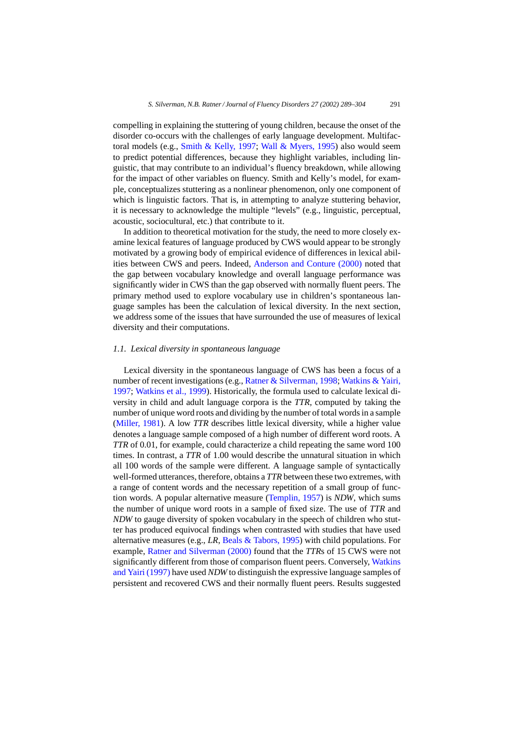compelling in explaining the stuttering of young children, because the onset of the disorder co-occurs with the challenges of early language development. Multifactoral models (e.g., Smith & Kelly, 1997; Wall & Myers, 1995) also would seem to predict potential differences, because they highlight variables, including linguistic, that may contribute to an individual's fluency breakdown, while allowing for the impact of other variables on fluency. Smith and Kelly's model, for example, conceptualizes stuttering as a nonlinear phenomenon, only one component of which is linguistic factors. That is, in attempting to analyze stuttering behavior, it is necessary to acknowledge the multiple "levels" (e.g., linguistic, perceptual, acoustic, sociocultural, etc.) that contribute to it.

In addition to theoretical motivation for the study, the need to more closely examine lexical features of language produced by CWS would appear to be strongly motivated by a growing body of empirical evidence of differences in lexical abilities between CWS and peers. Indeed, Anderson and Conture (2000) noted that the gap between vocabulary knowledge and overall language performance was significantly wider in CWS than the gap observed with normally fluent peers. The primary method used to explore vocabulary use in children's spontaneous language samples has been the calculation of lexical diversity. In the next section, we address some of the issues that have surrounded the use of measures of lexical diversity and their computations.

### *1.1. Lexical diversity in spontaneous language*

Lexical diversity in the spontaneous language of CWS has been a focus of a number of recent investigations (e.g., Ratner & Silverman, 1998; Watkins & Yairi, 1997; Watkins et al., 1999). Historically, the formula used to calculate lexical diversity in child and adult language corpora is the *TTR*, computed by taking the number of unique word roots and dividing by the number of total words in a sample (Miller, 1981). A low *TTR* describes little lexical diversity, while a higher value denotes a language sample composed of a high number of different word roots. A *TTR* of 0.01, for example, could characterize a child repeating the same word 100 times. In contrast, a *TTR* of 1.00 would describe the unnatural situation in which all 100 words of the sample were different. A language sample of syntactically well-formed utterances, therefore, obtains a *TTR* between these two extremes, with a range of content words and the necessary repetition of a small group of function words. A popular alternative measure (Templin, 1957) is *NDW*, which sums the number of unique word roots in a sample of fixed size. The use of *TTR* and *NDW* to gauge diversity of spoken vocabulary in the speech of children who stutter has produced equivocal findings when contrasted with studies that have used alternative measures (e.g., *LR*, Beals & Tabors, 1995) with child populations. For example, Ratner and Silverman (2000) found that the *TTR*s of 15 CWS were not significantly different from those of comparison fluent peers. Conversely, Watkins and Yairi (1997) have used *NDW* to distinguish the expressive language samples of persistent and recovered CWS and their normally fluent peers. Results suggested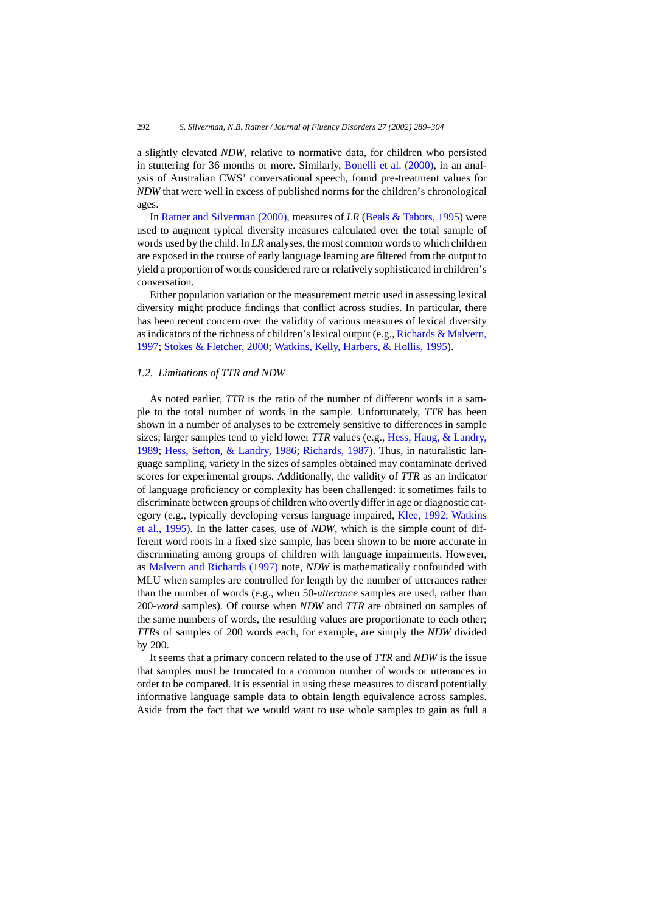a slightly elevated *NDW*, relative to normative data, for children who persisted in stuttering for 36 months or more. Similarly, Bonelli et al. (2000), in an analysis of Australian CWS' conversational speech, found pre-treatment values for *NDW* that were well in excess of published norms for the children's chronological ages.

In Ratner and Silverman (2000), measures of *LR* (Beals & Tabors, 1995) were used to augment typical diversity measures calculated over the total sample of words used by the child. In *LR* analyses, the most common words to which children are exposed in the course of early language learning are filtered from the output to yield a proportion of words considered rare or relatively sophisticated in children's conversation.

Either population variation or the measurement metric used in assessing lexical diversity might produce findings that conflict across studies. In particular, there has been recent concern over the validity of various measures of lexical diversity as indicators of the richness of children's lexical output (e.g., Richards & Malvern, 1997; Stokes & Fletcher, 2000; Watkins, Kelly, Harbers, & Hollis, 1995).

### *1.2. Limitations of TTR and NDW*

As noted earlier, *TTR* is the ratio of the number of different words in a sample to the total number of words in the sample. Unfortunately, *TTR* has been shown in a number of analyses to be extremely sensitive to differences in sample sizes; larger samples tend to yield lower *TTR* values (e.g., Hess, Haug, & Landry, 1989; Hess, Sefton, & Landry, 1986; Richards, 1987). Thus, in naturalistic language sampling, variety in the sizes of samples obtained may contaminate derived scores for experimental groups. Additionally, the validity of *TTR* as an indicator of language proficiency or complexity has been challenged: it sometimes fails to discriminate between groups of children who overtly differ in age or diagnostic category (e.g., typically developing versus language impaired, Klee, 1992; Watkins et al., 1995). In the latter cases, use of *NDW*, which is the simple count of different word roots in a fixed size sample, has been shown to be more accurate in discriminating among groups of children with language impairments. However, as Malvern and Richards (1997) note, *NDW* is mathematically confounded with MLU when samples are controlled for length by the number of utterances rather than the number of words (e.g., when 50-*utterance* samples are used, rather than 200-*word* samples). Of course when *NDW* and *TTR* are obtained on samples of the same numbers of words, the resulting values are proportionate to each other; *TTR*s of samples of 200 words each, for example, are simply the *NDW* divided by 200.

It seems that a primary concern related to the use of *TTR* and *NDW* is the issue that samples must be truncated to a common number of words or utterances in order to be compared. It is essential in using these measures to discard potentially informative language sample data to obtain length equivalence across samples. Aside from the fact that we would want to use whole samples to gain as full a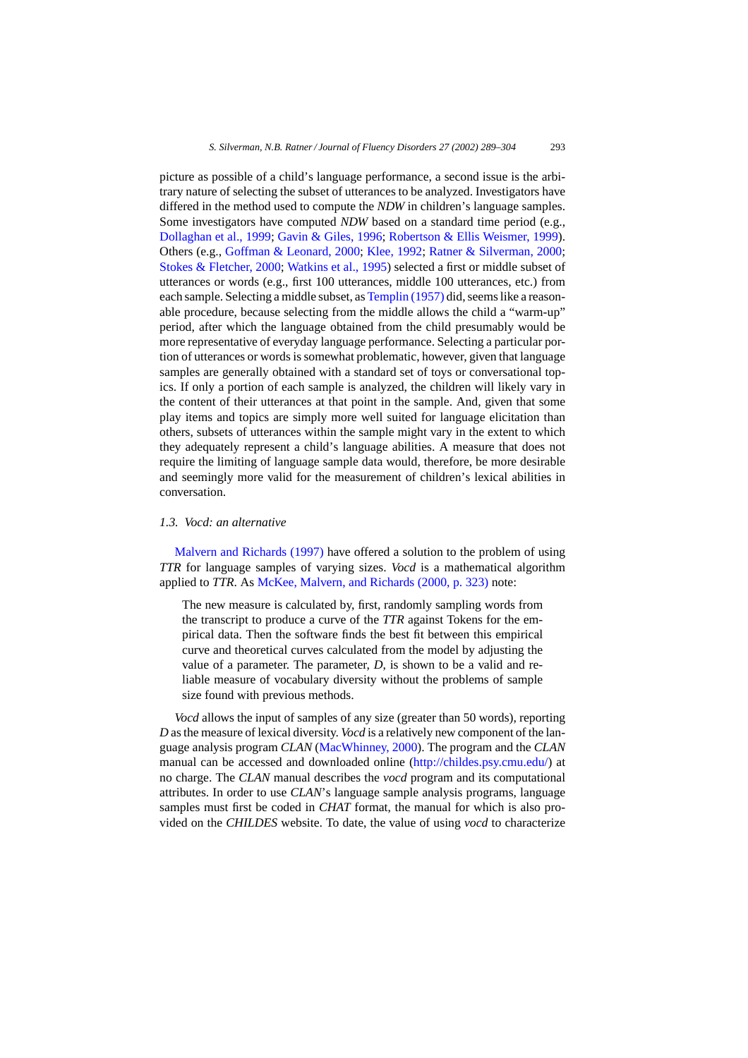picture as possible of a child's language performance, a second issue is the arbitrary nature of selecting the subset of utterances to be analyzed. Investigators have differed in the method used to compute the *NDW* in children's language samples. Some investigators have computed *NDW* based on a standard time period (e.g., Dollaghan et al., 1999; Gavin & Giles, 1996; Robertson & Ellis Weismer, 1999). Others (e.g., Goffman & Leonard, 2000; Klee, 1992; Ratner & Silverman, 2000; Stokes & Fletcher, 2000; Watkins et al., 1995) selected a first or middle subset of utterances or words (e.g., first 100 utterances, middle 100 utterances, etc.) from each sample. Selecting a middle subset, as Templin (1957) did, seems like a reasonable procedure, because selecting from the middle allows the child a "warm-up" period, after which the language obtained from the child presumably would be more representative of everyday language performance. Selecting a particular portion of utterances or words is somewhat problematic, however, given that language samples are generally obtained with a standard set of toys or conversational topics. If only a portion of each sample is analyzed, the children will likely vary in the content of their utterances at that point in the sample. And, given that some play items and topics are simply more well suited for language elicitation than others, subsets of utterances within the sample might vary in the extent to which they adequately represent a child's language abilities. A measure that does not require the limiting of language sample data would, therefore, be more desirable and seemingly more valid for the measurement of children's lexical abilities in conversation.

### 1.3. *Vocd: an alternative*

Malvern and Richards (1997) have offered a solution to the problem of using *TTR* for language samples of varying sizes. *Vocd* is a mathematical algorithm applied to *TTR*. As McKee, Malvern, and Richards (2000, p. 323) note:

> The new measure is calculated by, first, randomly sampling words from the transcript to produce a curve of the *TTR* against Tokens for the empirical data. Then the software finds the best fit between this empirical curve and theoretical curves calculated from the model by adjusting the value of a parameter. The parameter, *D*, is shown to be a valid and reliable measure of vocabulary diversity without the problems of sample size found with previous methods.

*Vocd* allows the input of samples of any size (greater than 50 words), reporting *D* as the measure of lexical diversity. *Vocd* is a relatively new component of the language analysis program *CLAN* (MacWhinney, 2000). The program and the *CLAN* manual can be accessed and downloaded online (http://childes.psy.cmu.edu/) at no charge. The *CLAN* manual describes the *vocd* program and its computational attributes. In order to use *CLAN*'s language sample analysis programs, language samples must first be coded in *CHAT* format, the manual for which is also provided on the *CHILDES* website. To date, the value of using *vocd* to characterize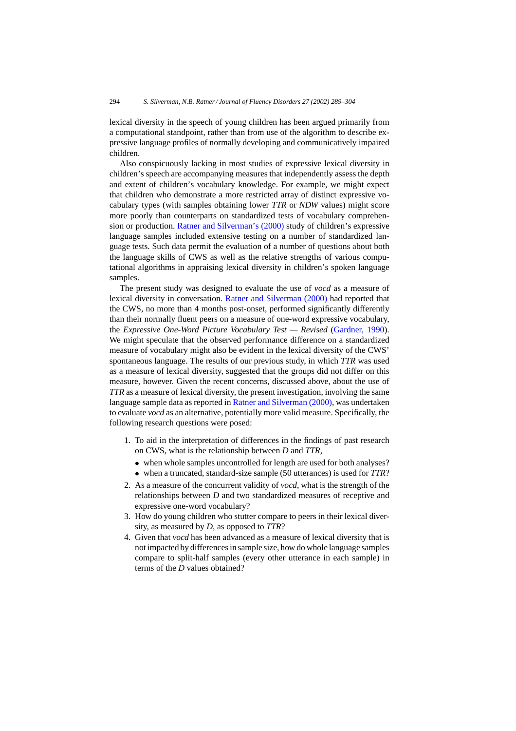lexical diversity in the speech of young children has been argued primarily from a computational standpoint, rather than from use of the algorithm to describe expressive language profiles of normally developing and communicatively impaired children.

Also conspicuously lacking in most studies of expressive lexical diversity in children's speech are accompanying measures that independently assess the depth and extent of children's vocabulary knowledge. For example, we might expect that children who demonstrate a more restricted array of distinct expressive vocabulary types (with samples obtaining lower *TTR* or *NDW* values) might score more poorly than counterparts on standardized tests of vocabulary comprehension or production. Ratner and Silverman's (2000) study of children's expressive language samples included extensive testing on a number of standardized language tests. Such data permit the evaluation of a number of questions about both the language skills of CWS as well as the relative strengths of various computational algorithms in appraising lexical diversity in children's spoken language samples.

The present study was designed to evaluate the use of *vocd* as a measure of lexical diversity in conversation. Ratner and Silverman (2000) had reported that the CWS, no more than 4 months post-onset, performed significantly differently than their normally fluent peers on a measure of one-word expressive vocabulary, the *Expressive One-Word Picture Vocabulary Test — Revised* (Gardner, 1990). We might speculate that the observed performance difference on a standardized measure of vocabulary might also be evident in the lexical diversity of the CWS' spontaneous language. The results of our previous study, in which *TTR* was used as a measure of lexical diversity, suggested that the groups did not differ on this measure, however. Given the recent concerns, discussed above, about the use of *TTR* as a measure of lexical diversity, the present investigation, involving the same language sample data as reported in Ratner and Silverman (2000), was undertaken to evaluate *vocd* as an alternative, potentially more valid measure. Specifically, the following research questions were posed:

1. To aid in the interpretation of differences in the findings of past research on CWS, what is the relationship between *D* and *TTR*,
   - when whole samples uncontrolled for length are used for both analyses?
   - when a truncated, standard-size sample (50 utterances) is used for *TTR*?
2. As a measure of the concurrent validity of *vocd*, what is the strength of the relationships between *D* and two standardized measures of receptive and expressive one-word vocabulary?
3. How do young children who stutter compare to peers in their lexical diversity, as measured by *D*, as opposed to *TTR*?
4. Given that *vocd* has been advanced as a measure of lexical diversity that is not impacted by differences in sample size, how do whole language samples compare to split-half samples (every other utterance in each sample) in terms of the *D* values obtained?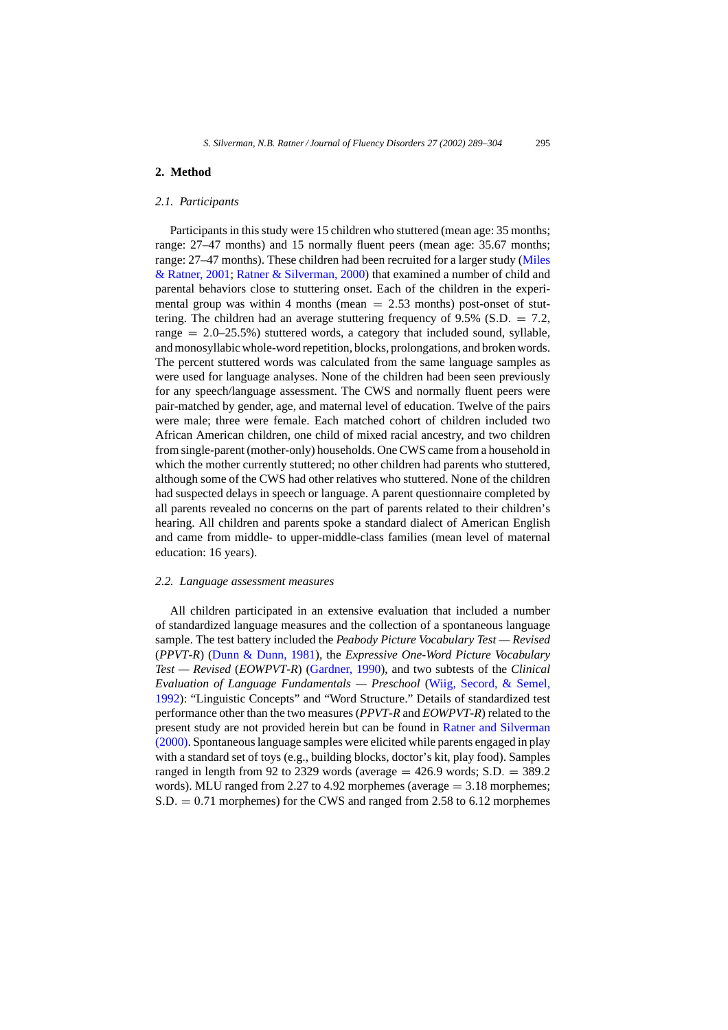## 2. Method

### 2.1. Participants

Participants in this study were 15 children who stuttered (mean age: 35 months; range: 27–47 months) and 15 normally fluent peers (mean age: 35.67 months; range: 27–47 months). These children had been recruited for a larger study (Miles & Ratner, 2001; Ratner & Silverman, 2000) that examined a number of child and parental behaviors close to stuttering onset. Each of the children in the experimental group was within 4 months (mean = 2.53 months) post-onset of stuttering. The children had an average stuttering frequency of 9.5% (S.D. = 7.2, range = 2.0–25.5%) stuttered words, a category that included sound, syllable, and monosyllabic whole-word repetition, blocks, prolongations, and broken words. The percent stuttered words was calculated from the same language samples as were used for language analyses. None of the children had been seen previously for any speech/language assessment. The CWS and normally fluent peers were pair-matched by gender, age, and maternal level of education. Twelve of the pairs were male; three were female. Each matched cohort of children included two African American children, one child of mixed racial ancestry, and two children from single-parent (mother-only) households. One CWS came from a household in which the mother currently stuttered; no other children had parents who stuttered, although some of the CWS had other relatives who stuttered. None of the children had suspected delays in speech or language. A parent questionnaire completed by all parents revealed no concerns on the part of parents related to their children's hearing. All children and parents spoke a standard dialect of American English and came from middle- to upper-middle-class families (mean level of maternal education: 16 years).

### 2.2. Language assessment measures

All children participated in an extensive evaluation that included a number of standardized language measures and the collection of a spontaneous language sample. The test battery included the *Peabody Picture Vocabulary Test — Revised* (*PPVT-R*) (Dunn & Dunn, 1981), the *Expressive One-Word Picture Vocabulary Test — Revised* (*EOWPVT-R*) (Gardner, 1990), and two subtests of the *Clinical Evaluation of Language Fundamentals — Preschool* (Wiig, Secord, & Semel, 1992): "Linguistic Concepts" and "Word Structure." Details of standardized test performance other than the two measures (*PPVT-R* and *EOWPVT-R*) related to the present study are not provided herein but can be found in Ratner and Silverman (2000). Spontaneous language samples were elicited while parents engaged in play with a standard set of toys (e.g., building blocks, doctor's kit, play food). Samples ranged in length from 92 to 2329 words (average = 426.9 words; S.D. = 389.2 words). MLU ranged from 2.27 to 4.92 morphemes (average = 3.18 morphemes; S.D. = 0.71 morphemes) for the CWS and ranged from 2.58 to 6.12 morphemes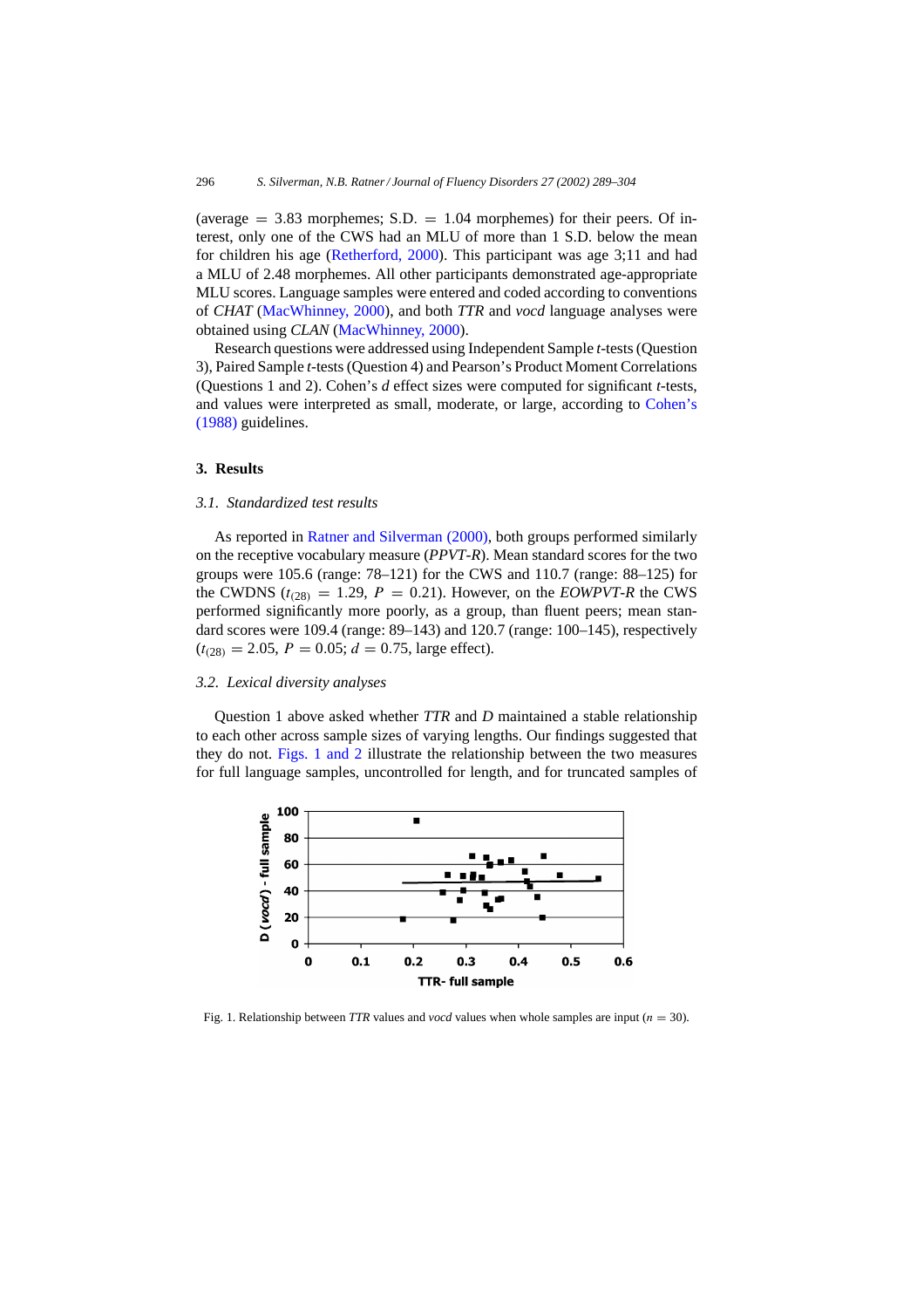(average = 3.83 morphemes; S.D. = 1.04 morphemes) for their peers. Of interest, only one of the CWS had an MLU of more than 1 S.D. below the mean for children his age (Retherford, 2000). This participant was age 3;11 and had a MLU of 2.48 morphemes. All other participants demonstrated age-appropriate MLU scores. Language samples were entered and coded according to conventions of *CHAT* (MacWhinney, 2000), and both *TTR* and *vocd* language analyses were obtained using *CLAN* (MacWhinney, 2000).

Research questions were addressed using Independent Sample *t*-tests (Question 3), Paired Sample *t*-tests (Question 4) and Pearson's Product Moment Correlations (Questions 1 and 2). Cohen's *d* effect sizes were computed for significant *t*-tests, and values were interpreted as small, moderate, or large, according to Cohen's (1988) guidelines.

## 3. Results

### 3.1. Standardized test results

As reported in Ratner and Silverman (2000), both groups performed similarly on the receptive vocabulary measure (*PPVT-R*). Mean standard scores for the two groups were 105.6 (range: 78–121) for the CWS and 110.7 (range: 88–125) for the CWDNS ($t_{(28)} = 1.29$, $P = 0.21$). However, on the *EOWPVT-R* the CWS performed significantly more poorly, as a group, than fluent peers; mean standard scores were 109.4 (range: 89–143) and 120.7 (range: 100–145), respectively ($t_{(28)} = 2.05$, $P = 0.05$; $d = 0.75$, large effect).

### 3.2. Lexical diversity analyses

Question 1 above asked whether *TTR* and *D* maintained a stable relationship to each other across sample sizes of varying lengths. Our findings suggested that they do not. Figs. 1 and 2 illustrate the relationship between the two measures for full language samples, uncontrolled for length, and for truncated samples of

Fig. 1. Relationship between *TTR* values and *vocd* values when whole samples are input ($n = 30$).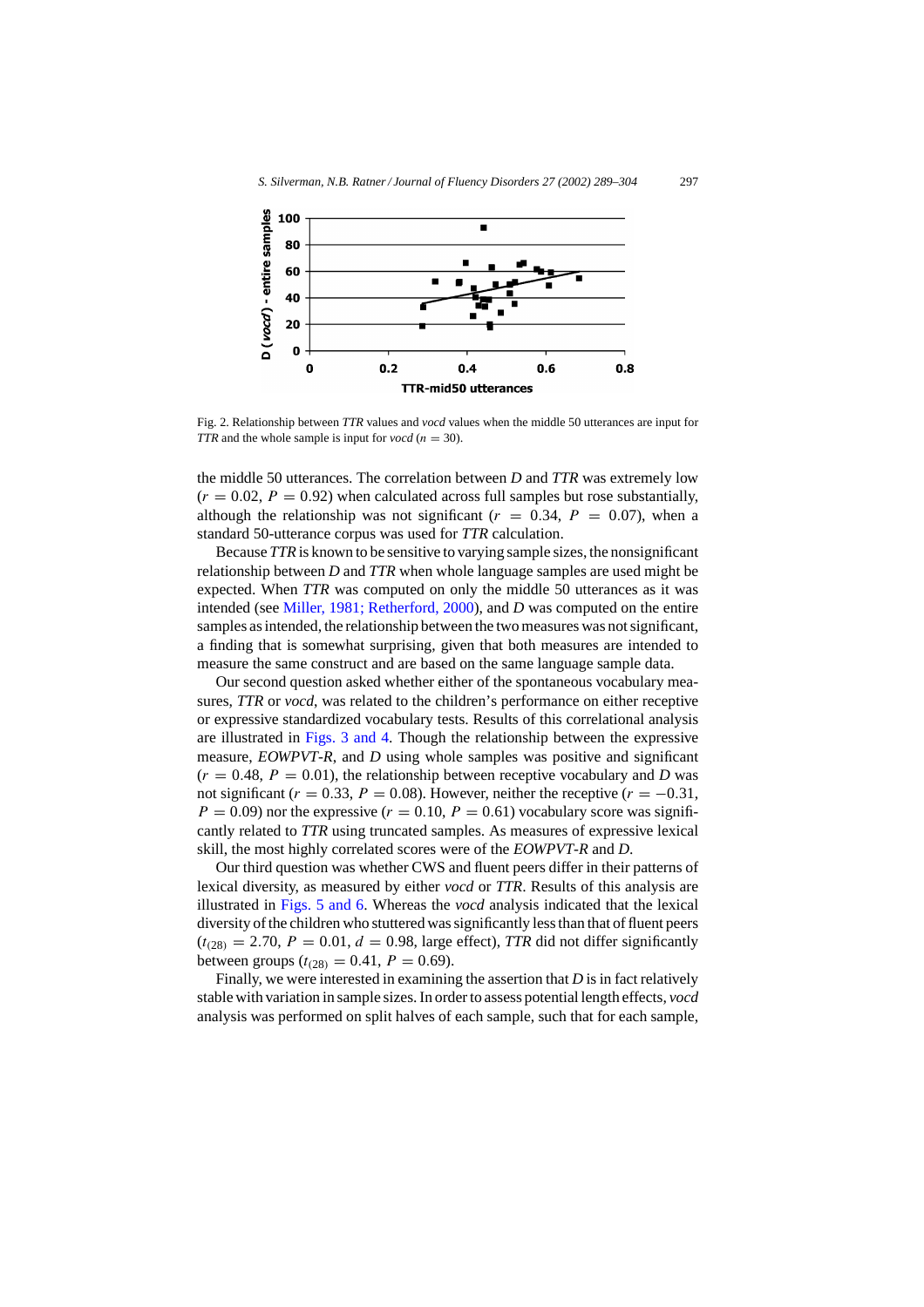Fig. 2. Relationship between *TTR* values and *vocd* values when the middle 50 utterances are input for *TTR* and the whole sample is input for *vocd* ($n = 30$).

the middle 50 utterances. The correlation between *D* and *TTR* was extremely low ($r = 0.02$, $P = 0.92$) when calculated across full samples but rose substantially, although the relationship was not significant ($r = 0.34$, $P = 0.07$), when a standard 50-utterance corpus was used for *TTR* calculation.

Because *TTR* is known to be sensitive to varying sample sizes, the nonsignificant relationship between *D* and *TTR* when whole language samples are used might be expected. When *TTR* was computed on only the middle 50 utterances as it was intended (see Miller, 1981; Retherford, 2000), and *D* was computed on the entire samples as intended, the relationship between the two measures was not significant, a finding that is somewhat surprising, given that both measures are intended to measure the same construct and are based on the same language sample data.

Our second question asked whether either of the spontaneous vocabulary measures, *TTR* or *vocd*, was related to the children's performance on either receptive or expressive standardized vocabulary tests. Results of this correlational analysis are illustrated in Figs. 3 and 4. Though the relationship between the expressive measure, *EOWPVT-R*, and *D* using whole samples was positive and significant ($r = 0.48$, $P = 0.01$), the relationship between receptive vocabulary and *D* was not significant ($r = 0.33$, $P = 0.08$). However, neither the receptive ($r = -0.31$, $P = 0.09$) nor the expressive ($r = 0.10$, $P = 0.61$) vocabulary score was significantly related to *TTR* using truncated samples. As measures of expressive lexical skill, the most highly correlated scores were of the *EOWPVT-R* and *D*.

Our third question was whether CWS and fluent peers differ in their patterns of lexical diversity, as measured by either *vocd* or *TTR*. Results of this analysis are illustrated in Figs. 5 and 6. Whereas the *vocd* analysis indicated that the lexical diversity of the children who stuttered was significantly less than that of fluent peers ($t_{(28)} = 2.70$, $P = 0.01$, $d = 0.98$, large effect), *TTR* did not differ significantly between groups ($t_{(28)} = 0.41$, $P = 0.69$).

Finally, we were interested in examining the assertion that *D* is in fact relatively stable with variation in sample sizes. In order to assess potential length effects, *vocd* analysis was performed on split halves of each sample, such that for each sample,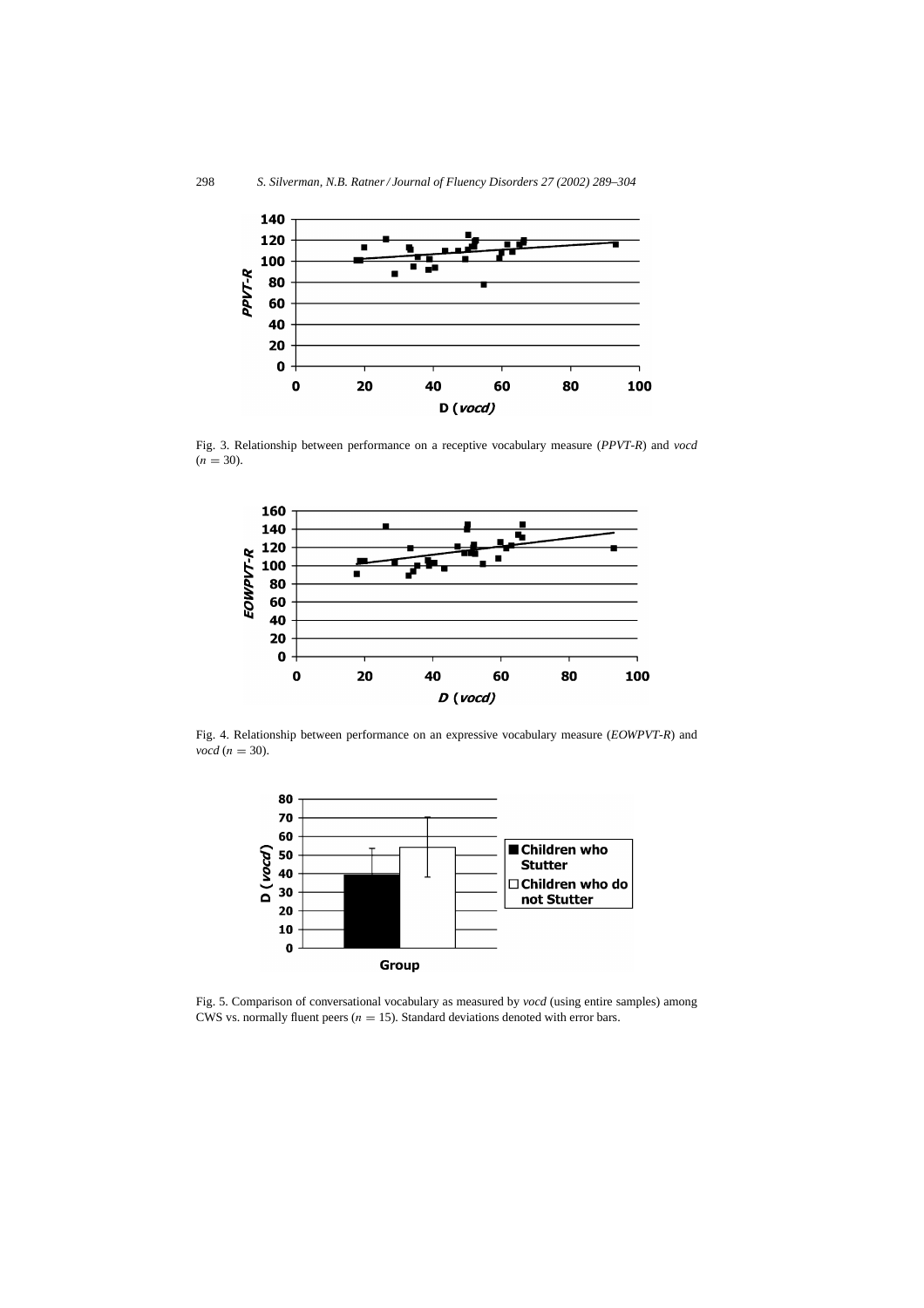Fig. 3. Relationship between performance on a receptive vocabulary measure (*PPVT-R*) and *vocd* ($n = 30$).

Fig. 4. Relationship between performance on an expressive vocabulary measure (*EOWPVT-R*) and *vocd* ($n = 30$).

Fig. 5. Comparison of conversational vocabulary as measured by *vocd* (using entire samples) among CWS vs. normally fluent peers ($n = 15$). Standard deviations denoted with error bars.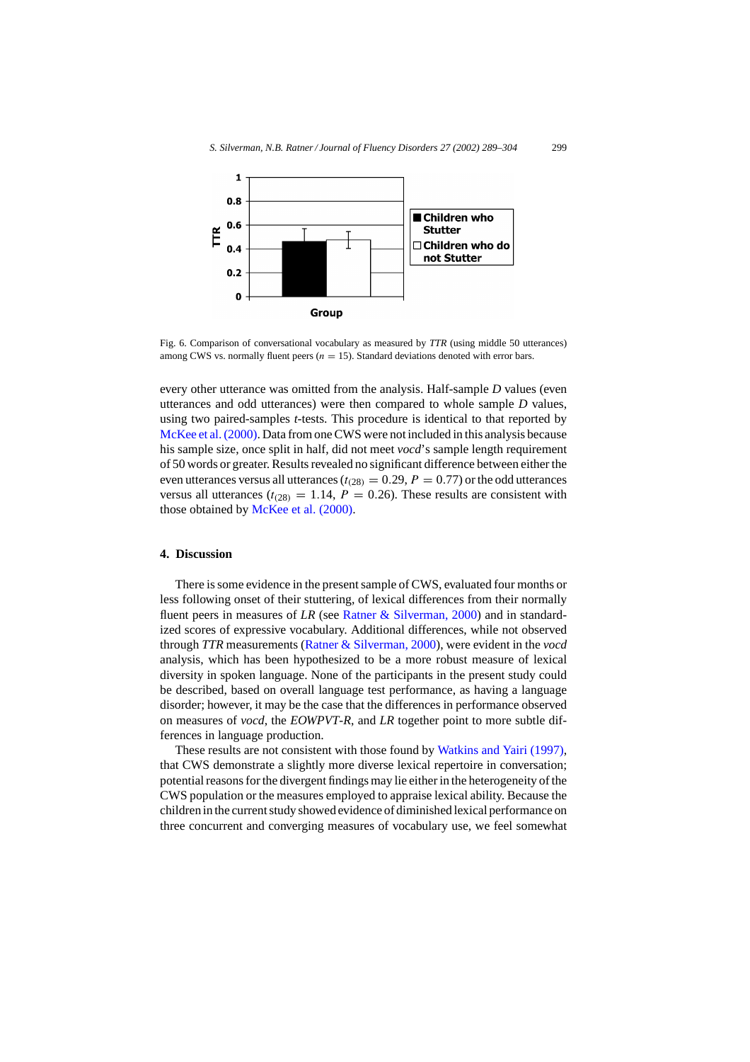Fig. 6. Comparison of conversational vocabulary as measured by *TTR* (using middle 50 utterances) among CWS vs. normally fluent peers ($n = 15$). Standard deviations denoted with error bars.

every other utterance was omitted from the analysis. Half-sample *D* values (even utterances and odd utterances) were then compared to whole sample *D* values, using two paired-samples *t*-tests. This procedure is identical to that reported by McKee et al. (2000). Data from one CWS were not included in this analysis because his sample size, once split in half, did not meet *vocd*'s sample length requirement of 50 words or greater. Results revealed no significant difference between either the even utterances versus all utterances ($t_{(28)} = 0.29$, $P = 0.77$) or the odd utterances versus all utterances ($t_{(28)} = 1.14$, $P = 0.26$). These results are consistent with those obtained by McKee et al. (2000).

## 4. Discussion

There is some evidence in the present sample of CWS, evaluated four months or less following onset of their stuttering, of lexical differences from their normally fluent peers in measures of *LR* (see Ratner & Silverman, 2000) and in standardized scores of expressive vocabulary. Additional differences, while not observed through *TTR* measurements (Ratner & Silverman, 2000), were evident in the *vocd* analysis, which has been hypothesized to be a more robust measure of lexical diversity in spoken language. None of the participants in the present study could be described, based on overall language test performance, as having a language disorder; however, it may be the case that the differences in performance observed on measures of *vocd*, the *EOWPVT-R*, and *LR* together point to more subtle differences in language production.

These results are not consistent with those found by Watkins and Yairi (1997), that CWS demonstrate a slightly more diverse lexical repertoire in conversation; potential reasons for the divergent findings may lie either in the heterogeneity of the CWS population or the measures employed to appraise lexical ability. Because the children in the current study showed evidence of diminished lexical performance on three concurrent and converging measures of vocabulary use, we feel somewhat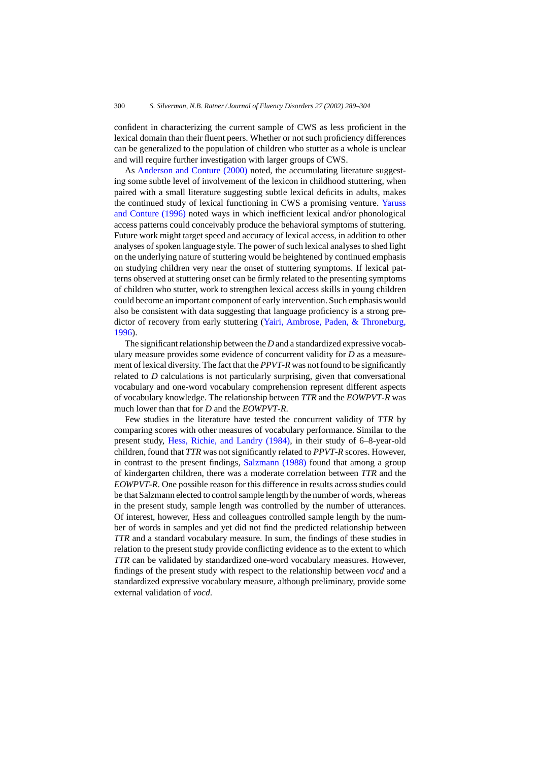confident in characterizing the current sample of CWS as less proficient in the lexical domain than their fluent peers. Whether or not such proficiency differences can be generalized to the population of children who stutter as a whole is unclear and will require further investigation with larger groups of CWS.

As Anderson and Conture (2000) noted, the accumulating literature suggesting some subtle level of involvement of the lexicon in childhood stuttering, when paired with a small literature suggesting subtle lexical deficits in adults, makes the continued study of lexical functioning in CWS a promising venture. Yaruss and Conture (1996) noted ways in which inefficient lexical and/or phonological access patterns could conceivably produce the behavioral symptoms of stuttering. Future work might target speed and accuracy of lexical access, in addition to other analyses of spoken language style. The power of such lexical analyses to shed light on the underlying nature of stuttering would be heightened by continued emphasis on studying children very near the onset of stuttering symptoms. If lexical patterns observed at stuttering onset can be firmly related to the presenting symptoms of children who stutter, work to strengthen lexical access skills in young children could become an important component of early intervention. Such emphasis would also be consistent with data suggesting that language proficiency is a strong predictor of recovery from early stuttering (Yairi, Ambrose, Paden, & Throneburg, 1996).

The significant relationship between the *D* and a standardized expressive vocabulary measure provides some evidence of concurrent validity for *D* as a measurement of lexical diversity. The fact that the *PPVT-R* was not found to be significantly related to *D* calculations is not particularly surprising, given that conversational vocabulary and one-word vocabulary comprehension represent different aspects of vocabulary knowledge. The relationship between *TTR* and the *EOWPVT-R* was much lower than that for *D* and the *EOWPVT-R*.

Few studies in the literature have tested the concurrent validity of *TTR* by comparing scores with other measures of vocabulary performance. Similar to the present study, Hess, Richie, and Landry (1984), in their study of 6–8-year-old children, found that *TTR* was not significantly related to *PPVT-R* scores. However, in contrast to the present findings, Salzmann (1988) found that among a group of kindergarten children, there was a moderate correlation between *TTR* and the *EOWPVT-R*. One possible reason for this difference in results across studies could be that Salzmann elected to control sample length by the number of words, whereas in the present study, sample length was controlled by the number of utterances. Of interest, however, Hess and colleagues controlled sample length by the number of words in samples and yet did not find the predicted relationship between *TTR* and a standard vocabulary measure. In sum, the findings of these studies in relation to the present study provide conflicting evidence as to the extent to which *TTR* can be validated by standardized one-word vocabulary measures. However, findings of the present study with respect to the relationship between *vocd* and a standardized expressive vocabulary measure, although preliminary, provide some external validation of *vocd*.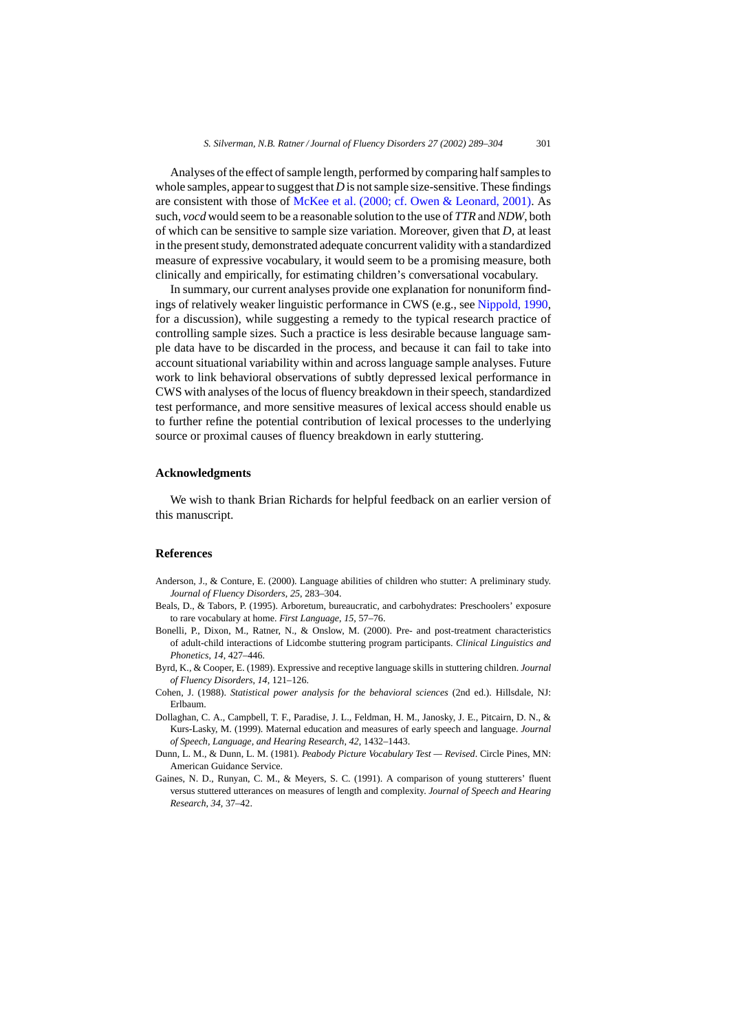Analyses of the effect of sample length, performed by comparing half samples to whole samples, appear to suggest that *D* is not sample size-sensitive. These findings are consistent with those of McKee et al. (2000; cf. Owen & Leonard, 2001). As such, *vocd* would seem to be a reasonable solution to the use of *TTR* and *NDW*, both of which can be sensitive to sample size variation. Moreover, given that *D*, at least in the present study, demonstrated adequate concurrent validity with a standardized measure of expressive vocabulary, it would seem to be a promising measure, both clinically and empirically, for estimating children's conversational vocabulary.

In summary, our current analyses provide one explanation for nonuniform findings of relatively weaker linguistic performance in CWS (e.g., see Nippold, 1990, for a discussion), while suggesting a remedy to the typical research practice of controlling sample sizes. Such a practice is less desirable because language sample data have to be discarded in the process, and because it can fail to take into account situational variability within and across language sample analyses. Future work to link behavioral observations of subtly depressed lexical performance in CWS with analyses of the locus of fluency breakdown in their speech, standardized test performance, and more sensitive measures of lexical access should enable us to further refine the potential contribution of lexical processes to the underlying source or proximal causes of fluency breakdown in early stuttering.

## Acknowledgments

We wish to thank Brian Richards for helpful feedback on an earlier version of this manuscript.

## References

Anderson, J., & Conture, E. (2000). Language abilities of children who stutter: A preliminary study. *Journal of Fluency Disorders*, *25*, 283–304.

Beals, D., & Tabors, P. (1995). Arboretum, bureaucratic, and carbohydrates: Preschoolers' exposure to rare vocabulary at home. *First Language*, *15*, 57–76.

Bonelli, P., Dixon, M., Ratner, N., & Onslow, M. (2000). Pre- and post-treatment characteristics of adult-child interactions of Lidcombe stuttering program participants. *Clinical Linguistics and Phonetics*, *14*, 427–446.

Byrd, K., & Cooper, E. (1989). Expressive and receptive language skills in stuttering children. *Journal of Fluency Disorders*, *14*, 121–126.

Cohen, J. (1988). *Statistical power analysis for the behavioral sciences* (2nd ed.). Hillsdale, NJ: Erlbaum.

Dollaghan, C. A., Campbell, T. F., Paradise, J. L., Feldman, H. M., Janosky, J. E., Pitcairn, D. N., & Kurs-Lasky, M. (1999). Maternal education and measures of early speech and language. *Journal of Speech, Language, and Hearing Research*, *42*, 1432–1443.

Dunn, L. M., & Dunn, L. M. (1981). *Peabody Picture Vocabulary Test — Revised*. Circle Pines, MN: American Guidance Service.

Gaines, N. D., Runyan, C. M., & Meyers, S. C. (1991). A comparison of young stutterers' fluent versus stuttered utterances on measures of length and complexity. *Journal of Speech and Hearing Research*, *34*, 37–42.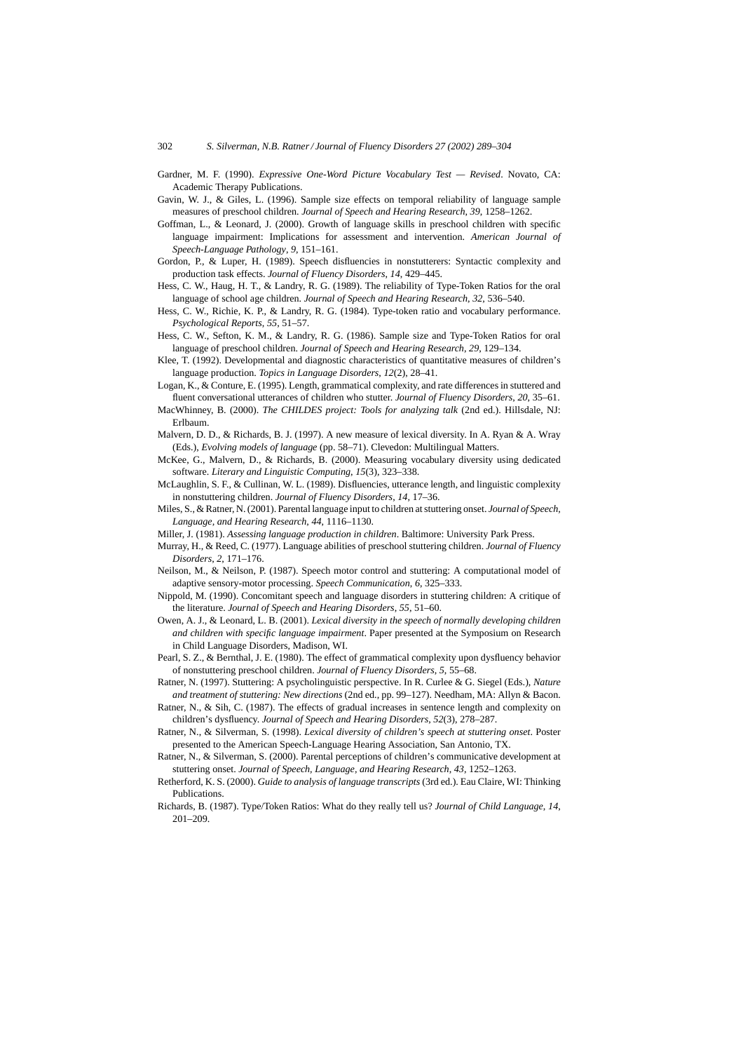Gardner, M. F. (1990). *Expressive One-Word Picture Vocabulary Test — Revised*. Novato, CA: Academic Therapy Publications.

Gavin, W. J., & Giles, L. (1996). Sample size effects on temporal reliability of language sample measures of preschool children. *Journal of Speech and Hearing Research*, *39*, 1258–1262.

Goffman, L., & Leonard, J. (2000). Growth of language skills in preschool children with specific language impairment: Implications for assessment and intervention. *American Journal of Speech-Language Pathology*, *9*, 151–161.

Gordon, P., & Luper, H. (1989). Speech disfluencies in nonstutterers: Syntactic complexity and production task effects. *Journal of Fluency Disorders*, *14*, 429–445.

Hess, C. W., Haug, H. T., & Landry, R. G. (1989). The reliability of Type-Token Ratios for the oral language of school age children. *Journal of Speech and Hearing Research*, *32*, 536–540.

Hess, C. W., Richie, K. P., & Landry, R. G. (1984). Type-token ratio and vocabulary performance. *Psychological Reports*, *55*, 51–57.

Hess, C. W., Sefton, K. M., & Landry, R. G. (1986). Sample size and Type-Token Ratios for oral language of preschool children. *Journal of Speech and Hearing Research*, *29*, 129–134.

Klee, T. (1992). Developmental and diagnostic characteristics of quantitative measures of children's language production. *Topics in Language Disorders*, *12*(2), 28–41.

Logan, K., & Conture, E. (1995). Length, grammatical complexity, and rate differences in stuttered and fluent conversational utterances of children who stutter. *Journal of Fluency Disorders*, *20*, 35–61.

MacWhinney, B. (2000). *The CHILDES project: Tools for analyzing talk* (2nd ed.). Hillsdale, NJ: Erlbaum.

Malvern, D. D., & Richards, B. J. (1997). A new measure of lexical diversity. In A. Ryan & A. Wray (Eds.), *Evolving models of language* (pp. 58–71). Clevedon: Multilingual Matters.

McKee, G., Malvern, D., & Richards, B. (2000). Measuring vocabulary diversity using dedicated software. *Literary and Linguistic Computing*, *15*(3), 323–338.

McLaughlin, S. F., & Cullinan, W. L. (1989). Disfluencies, utterance length, and linguistic complexity in nonstuttering children. *Journal of Fluency Disorders*, *14*, 17–36.

Miles, S., & Ratner, N. (2001). Parental language input to children at stuttering onset. *Journal of Speech, Language, and Hearing Research*, *44*, 1116–1130.

Miller, J. (1981). *Assessing language production in children*. Baltimore: University Park Press.

Murray, H., & Reed, C. (1977). Language abilities of preschool stuttering children. *Journal of Fluency Disorders*, *2*, 171–176.

Neilson, M., & Neilson, P. (1987). Speech motor control and stuttering: A computational model of adaptive sensory-motor processing. *Speech Communication*, *6*, 325–333.

Nippold, M. (1990). Concomitant speech and language disorders in stuttering children: A critique of the literature. *Journal of Speech and Hearing Disorders*, *55*, 51–60.

Owen, A. J., & Leonard, L. B. (2001). *Lexical diversity in the speech of normally developing children and children with specific language impairment*. Paper presented at the Symposium on Research in Child Language Disorders, Madison, WI.

Pearl, S. Z., & Bernthal, J. E. (1980). The effect of grammatical complexity upon dysfluency behavior of nonstuttering preschool children. *Journal of Fluency Disorders*, *5*, 55–68.

Ratner, N. (1997). Stuttering: A psycholinguistic perspective. In R. Curlee & G. Siegel (Eds.), *Nature and treatment of stuttering: New directions* (2nd ed., pp. 99–127). Needham, MA: Allyn & Bacon.

Ratner, N., & Sih, C. (1987). The effects of gradual increases in sentence length and complexity on children's dysfluency. *Journal of Speech and Hearing Disorders*, *52*(3), 278–287.

Ratner, N., & Silverman, S. (1998). *Lexical diversity of children's speech at stuttering onset*. Poster presented to the American Speech-Language Hearing Association, San Antonio, TX.

Ratner, N., & Silverman, S. (2000). Parental perceptions of children's communicative development at stuttering onset. *Journal of Speech, Language, and Hearing Research*, *43*, 1252–1263.

Retherford, K. S. (2000). *Guide to analysis of language transcripts* (3rd ed.). Eau Claire, WI: Thinking Publications.

Richards, B. (1987). Type/Token Ratios: What do they really tell us? *Journal of Child Language*, *14*, 201–209.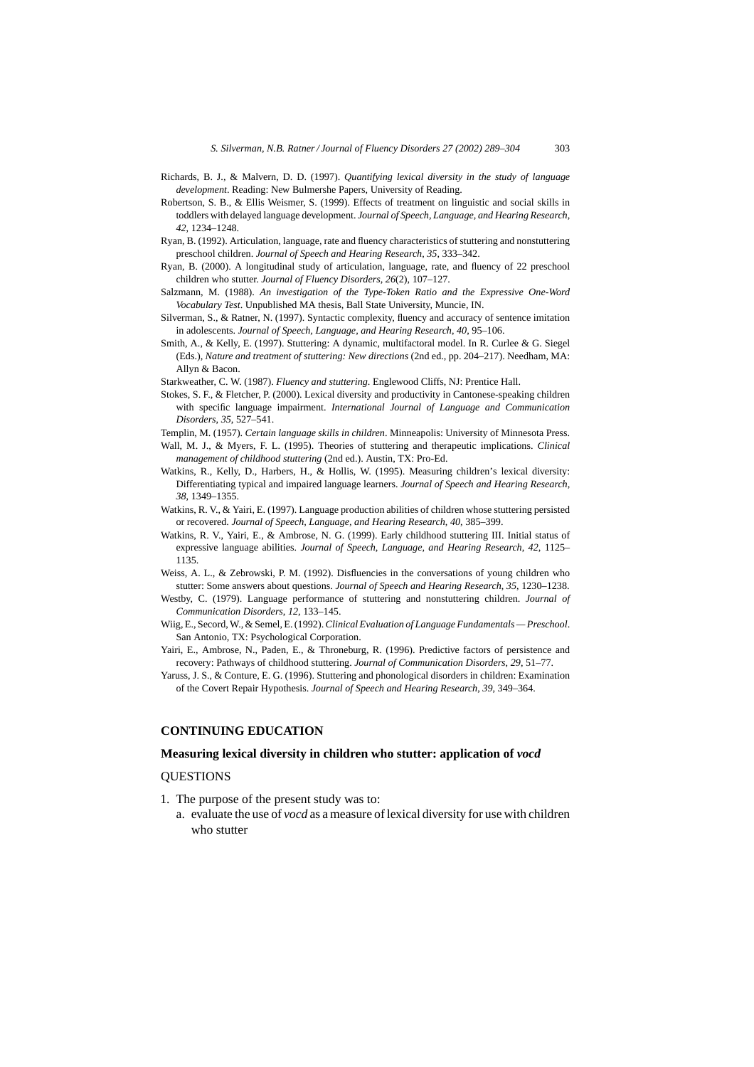Richards, B. J., & Malvern, D. D. (1997). *Quantifying lexical diversity in the study of language development*. Reading: New Bulmershe Papers, University of Reading.

Robertson, S. B., & Ellis Weismer, S. (1999). Effects of treatment on linguistic and social skills in toddlers with delayed language development. *Journal of Speech, Language, and Hearing Research, 42*, 1234–1248.

Ryan, B. (1992). Articulation, language, rate and fluency characteristics of stuttering and nonstuttering preschool children. *Journal of Speech and Hearing Research, 35*, 333–342.

Ryan, B. (2000). A longitudinal study of articulation, language, rate, and fluency of 22 preschool children who stutter. *Journal of Fluency Disorders, 26*(2), 107–127.

Salzmann, M. (1988). *An investigation of the Type-Token Ratio and the Expressive One-Word Vocabulary Test*. Unpublished MA thesis, Ball State University, Muncie, IN.

Silverman, S., & Ratner, N. (1997). Syntactic complexity, fluency and accuracy of sentence imitation in adolescents. *Journal of Speech, Language, and Hearing Research, 40*, 95–106.

Smith, A., & Kelly, E. (1997). Stuttering: A dynamic, multifactoral model. In R. Curlee & G. Siegel (Eds.), *Nature and treatment of stuttering: New directions* (2nd ed., pp. 204–217). Needham, MA: Allyn & Bacon.

Starkweather, C. W. (1987). *Fluency and stuttering*. Englewood Cliffs, NJ: Prentice Hall.

Stokes, S. F., & Fletcher, P. (2000). Lexical diversity and productivity in Cantonese-speaking children with specific language impairment. *International Journal of Language and Communication Disorders, 35*, 527–541.

Templin, M. (1957). *Certain language skills in children*. Minneapolis: University of Minnesota Press.

Wall, M. J., & Myers, F. L. (1995). Theories of stuttering and therapeutic implications. *Clinical management of childhood stuttering* (2nd ed.). Austin, TX: Pro-Ed.

Watkins, R., Kelly, D., Harbers, H., & Hollis, W. (1995). Measuring children's lexical diversity: Differentiating typical and impaired language learners. *Journal of Speech and Hearing Research, 38*, 1349–1355.

Watkins, R. V., & Yairi, E. (1997). Language production abilities of children whose stuttering persisted or recovered. *Journal of Speech, Language, and Hearing Research, 40*, 385–399.

Watkins, R. V., Yairi, E., & Ambrose, N. G. (1999). Early childhood stuttering III. Initial status of expressive language abilities. *Journal of Speech, Language, and Hearing Research, 42*, 1125–1135.

Weiss, A. L., & Zebrowski, P. M. (1992). Disfluencies in the conversations of young children who stutter: Some answers about questions. *Journal of Speech and Hearing Research, 35*, 1230–1238.

Westby, C. (1979). Language performance of stuttering and nonstuttering children. *Journal of Communication Disorders, 12*, 133–145.

Wiig, E., Secord, W., & Semel, E. (1992). *Clinical Evaluation of Language Fundamentals — Preschool*. San Antonio, TX: Psychological Corporation.

Yairi, E., Ambrose, N., Paden, E., & Throneburg, R. (1996). Predictive factors of persistence and recovery: Pathways of childhood stuttering. *Journal of Communication Disorders, 29*, 51–77.

Yaruss, J. S., & Conture, E. G. (1996). Stuttering and phonological disorders in children: Examination of the Covert Repair Hypothesis. *Journal of Speech and Hearing Research, 39*, 349–364.

## CONTINUING EDUCATION

### Measuring lexical diversity in children who stutter: application of *vocd*

QUESTIONS

1. The purpose of the present study was to:
   a. evaluate the use of *vocd* as a measure of lexical diversity for use with children who stutter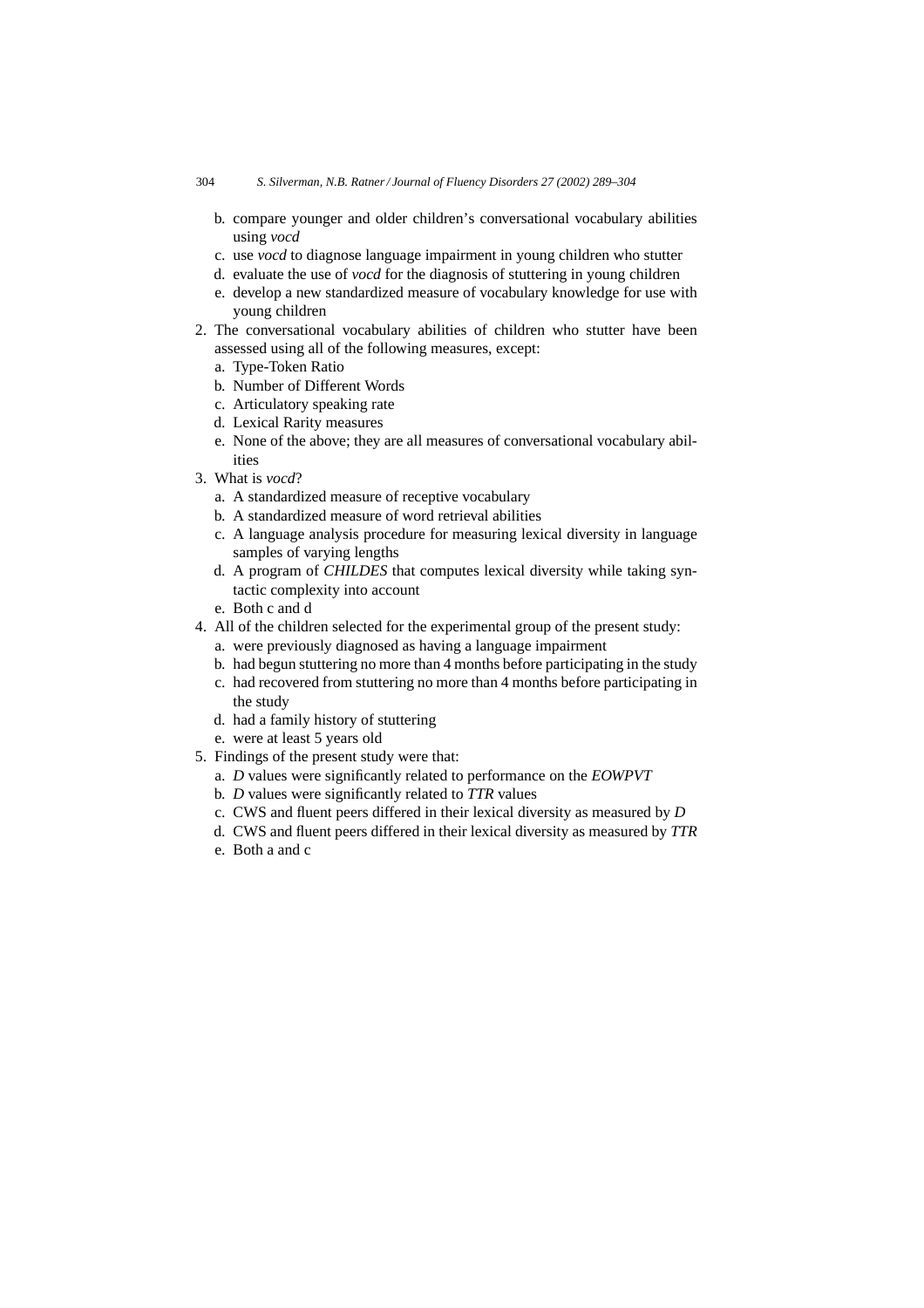b. compare younger and older children's conversational vocabulary abilities using *vocd*
   c. use *vocd* to diagnose language impairment in young children who stutter
   d. evaluate the use of *vocd* for the diagnosis of stuttering in young children
   e. develop a new standardized measure of vocabulary knowledge for use with young children

2. The conversational vocabulary abilities of children who stutter have been assessed using all of the following measures, except:
   a. Type-Token Ratio
   b. Number of Different Words
   c. Articulatory speaking rate
   d. Lexical Rarity measures
   e. None of the above; they are all measures of conversational vocabulary abilities

3. What is *vocd*?
   a. A standardized measure of receptive vocabulary
   b. A standardized measure of word retrieval abilities
   c. A language analysis procedure for measuring lexical diversity in language samples of varying lengths
   d. A program of *CHILDES* that computes lexical diversity while taking syntactic complexity into account
   e. Both c and d

4. All of the children selected for the experimental group of the present study:
   a. were previously diagnosed as having a language impairment
   b. had begun stuttering no more than 4 months before participating in the study
   c. had recovered from stuttering no more than 4 months before participating in the study
   d. had a family history of stuttering
   e. were at least 5 years old

5. Findings of the present study were that:
   a. *D* values were significantly related to performance on the *EOWPVT*
   b. *D* values were significantly related to *TTR* values
   c. CWS and fluent peers differed in their lexical diversity as measured by *D*
   d. CWS and fluent peers differed in their lexical diversity as measured by *TTR*
   e. Both a and c